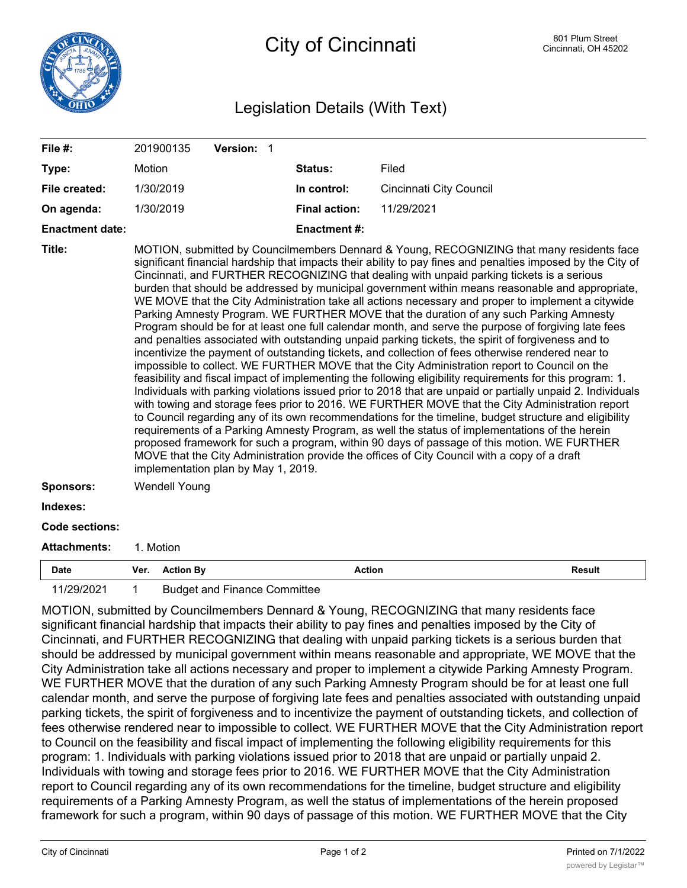# City of Cincinnati

801 Plum Street
Cincinnati, OH 45202

## Legislation Details (With Text)

| | | | |
|---|---|---|---|
| **File #:** | 201900135 **Version:** 1 | | |
| **Type:** | Motion | **Status:** | Filed |
| **File created:** | 1/30/2019 | **In control:** | Cincinnati City Council |
| **On agenda:** | 1/30/2019 | **Final action:** | 11/29/2021 |
| **Enactment date:** | | **Enactment #:** | |

**Title:** MOTION, submitted by Councilmembers Dennard & Young, RECOGNIZING that many residents face significant financial hardship that impacts their ability to pay fines and penalties imposed by the City of Cincinnati, and FURTHER RECOGNIZING that dealing with unpaid parking tickets is a serious burden that should be addressed by municipal government within means reasonable and appropriate, WE MOVE that the City Administration take all actions necessary and proper to implement a citywide Parking Amnesty Program. WE FURTHER MOVE that the duration of any such Parking Amnesty Program should be for at least one full calendar month, and serve the purpose of forgiving late fees and penalties associated with outstanding unpaid parking tickets, the spirit of forgiveness and to incentivize the payment of outstanding tickets, and collection of fees otherwise rendered near to impossible to collect. WE FURTHER MOVE that the City Administration report to Council on the feasibility and fiscal impact of implementing the following eligibility requirements for this program: 1. Individuals with parking violations issued prior to 2018 that are unpaid or partially unpaid 2. Individuals with towing and storage fees prior to 2016. WE FURTHER MOVE that the City Administration report to Council regarding any of its own recommendations for the timeline, budget structure and eligibility requirements of a Parking Amnesty Program, as well the status of implementations of the herein proposed framework for such a program, within 90 days of passage of this motion. WE FURTHER MOVE that the City Administration provide the offices of City Council with a copy of a draft implementation plan by May 1, 2019.

**Sponsors:** Wendell Young

**Indexes:**

**Code sections:**

**Attachments:** 1. Motion

| Date | Ver. | Action By | Action | Result |
|---|---|---|---|---|
| 11/29/2021 | 1 | Budget and Finance Committee | | |

MOTION, submitted by Councilmembers Dennard & Young, RECOGNIZING that many residents face significant financial hardship that impacts their ability to pay fines and penalties imposed by the City of Cincinnati, and FURTHER RECOGNIZING that dealing with unpaid parking tickets is a serious burden that should be addressed by municipal government within means reasonable and appropriate, WE MOVE that the City Administration take all actions necessary and proper to implement a citywide Parking Amnesty Program. WE FURTHER MOVE that the duration of any such Parking Amnesty Program should be for at least one full calendar month, and serve the purpose of forgiving late fees and penalties associated with outstanding unpaid parking tickets, the spirit of forgiveness and to incentivize the payment of outstanding tickets, and collection of fees otherwise rendered near to impossible to collect. WE FURTHER MOVE that the City Administration report to Council on the feasibility and fiscal impact of implementing the following eligibility requirements for this program: 1. Individuals with parking violations issued prior to 2018 that are unpaid or partially unpaid 2. Individuals with towing and storage fees prior to 2016. WE FURTHER MOVE that the City Administration report to Council regarding any of its own recommendations for the timeline, budget structure and eligibility requirements of a Parking Amnesty Program, as well the status of implementations of the herein proposed framework for such a program, within 90 days of passage of this motion. WE FURTHER MOVE that the City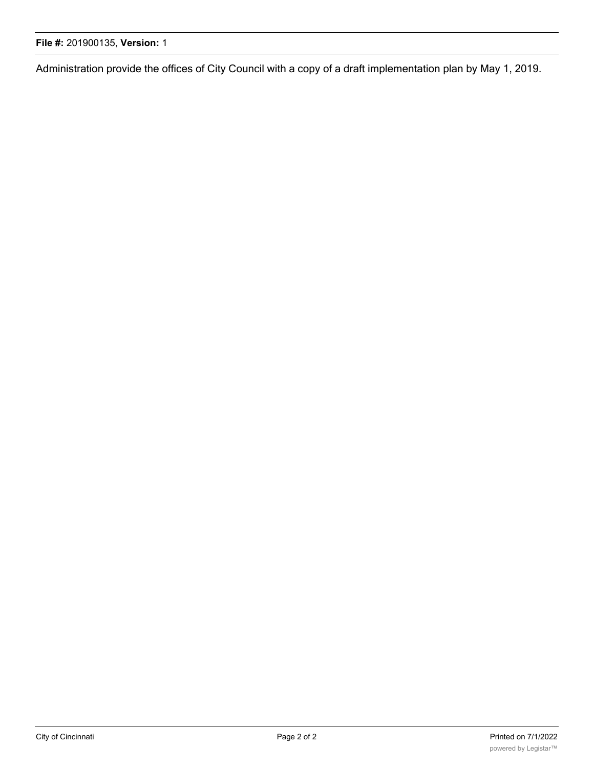Administration provide the offices of City Council with a copy of a draft implementation plan by May 1, 2019.